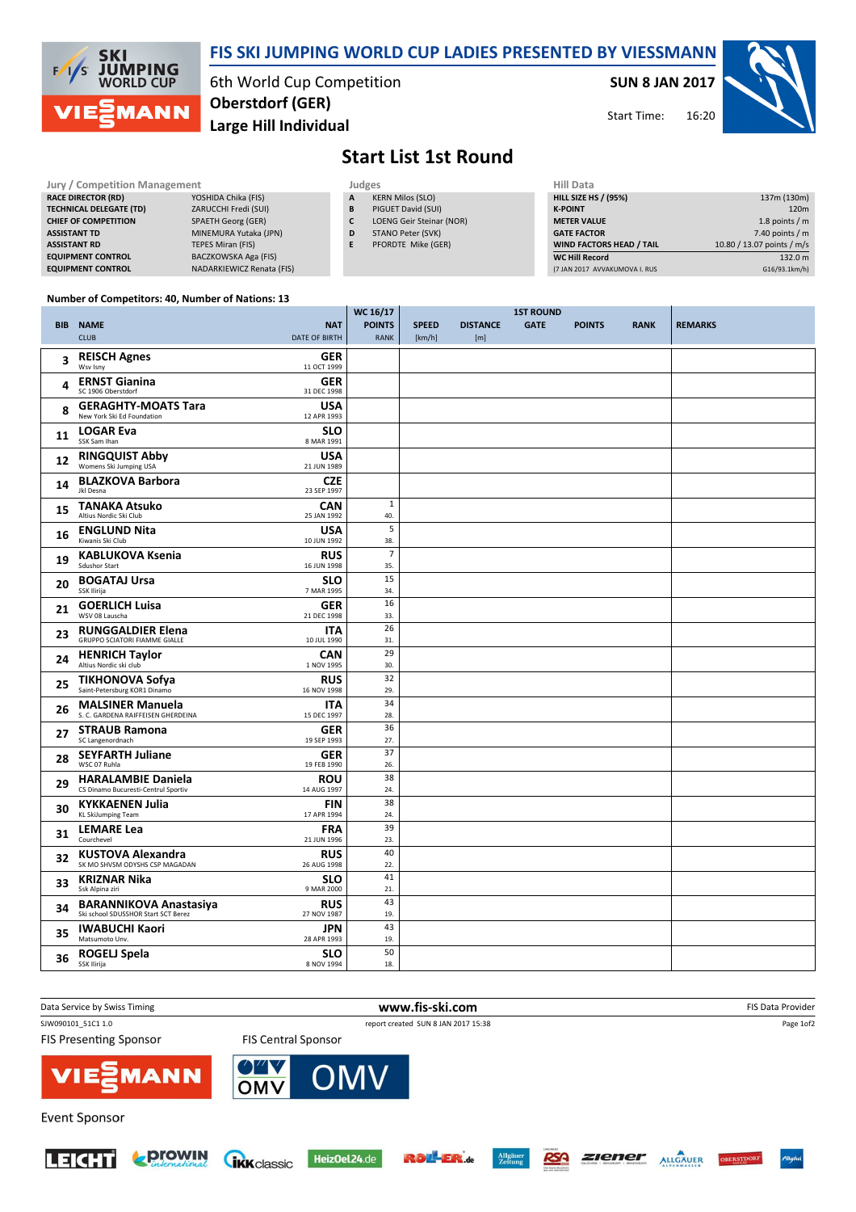# FIS SKI JUMPING WORLD CUP LADIES PRESENTED BY VIESSMANN

6th World Cup Competition
**Oberstdorf (GER)**
**Large Hill Individual**

**SUN 8 JAN 2017**
Start Time: 16:20

## Start List 1st Round

| Jury / Competition Management | |
|---|---|
| RACE DIRECTOR (RD) | YOSHIDA Chika (FIS) |
| TECHNICAL DELEGATE (TD) | ZARUCCHI Fredi (SUI) |
| CHIEF OF COMPETITION | SPAETH Georg (GER) |
| ASSISTANT TD | MINEMURA Yutaka (JPN) |
| ASSISTANT RD | TEPES Miran (FIS) |
| EQUIPMENT CONTROL | BACZKOWSKA Aga (FIS) |
| EQUIPMENT CONTROL | NADARKIEWICZ Renata (FIS) |

| Judges | |
|---|---|
| A | KERN Milos (SLO) |
| B | PIGUET David (SUI) |
| C | LOENG Geir Steinar (NOR) |
| D | STANO Peter (SVK) |
| E | PFORDTE Mike (GER) |

| Hill Data | |
|---|---|
| HILL SIZE HS / (95%) | 137m (130m) |
| K-POINT | 120m |
| METER VALUE | 1.8 points / m |
| GATE FACTOR | 7.40 points / m |
| WIND FACTORS HEAD / TAIL | 10.80 / 13.07 points / m/s |
| WC Hill Record | 132.0 m |
| (7 JAN 2017 AVVAKUMOVA I. RUS | G16/93.1km/h) |

**Number of Competitors: 40, Number of Nations: 13**

| BIB | NAME / CLUB | NAT / DATE OF BIRTH | WC 16/17 POINTS / RANK | SPEED [km/h] | DISTANCE [m] | GATE | POINTS | RANK | REMARKS |
|---|---|---|---|---|---|---|---|---|---|
| 3 | **REISCH Agnes** Wsv Isny | GER 11 OCT 1999 | | | | | | | |
| 4 | **ERNST Gianina** SC 1906 Oberstdorf | GER 31 DEC 1998 | | | | | | | |
| 8 | **GERAGHTY-MOATS Tara** New York Ski Ed Foundation | USA 12 APR 1993 | | | | | | | |
| 11 | **LOGAR Eva** SSK Sam Ihan | SLO 8 MAR 1991 | | | | | | | |
| 12 | **RINGQUIST Abby** Womens Ski Jumping USA | USA 21 JUN 1989 | | | | | | | |
| 14 | **BLAZKOVA Barbora** Jkl Desna | CZE 23 SEP 1997 | | | | | | | |
| 15 | **TANAKA Atsuko** Altius Nordic Ski Club | CAN 25 JAN 1992 | 1 / 40. | | | | | | |
| 16 | **ENGLUND Nita** Kiwanis Ski Club | USA 10 JUN 1992 | 5 / 38. | | | | | | |
| 19 | **KABLUKOVA Ksenia** Sdushor Start | RUS 16 JUN 1998 | 7 / 35. | | | | | | |
| 20 | **BOGATAJ Ursa** SSK Ilirija | SLO 7 MAR 1995 | 15 / 34. | | | | | | |
| 21 | **GOERLICH Luisa** WSV 08 Lauscha | GER 21 DEC 1998 | 16 / 33. | | | | | | |
| 23 | **RUNGGALDIER Elena** GRUPPO SCIATORI FIAMME GIALLE | ITA 10 JUL 1990 | 26 / 31. | | | | | | |
| 24 | **HENRICH Taylor** Altius Nordic ski club | CAN 1 NOV 1995 | 29 / 30. | | | | | | |
| 25 | **TIKHONOVA Sofya** Saint-Petersburg KOR1 Dinamo | RUS 16 NOV 1998 | 32 / 29. | | | | | | |
| 26 | **MALSINER Manuela** S. C. GARDENA RAIFFEISEN GHERDEINA | ITA 15 DEC 1997 | 34 / 28. | | | | | | |
| 27 | **STRAUB Ramona** SC Langenordnach | GER 19 SEP 1993 | 36 / 27. | | | | | | |
| 28 | **SEYFARTH Juliane** WSC 07 Ruhla | GER 19 FEB 1990 | 37 / 26. | | | | | | |
| 29 | **HARALAMBIE Daniela** CS Dinamo Bucuresti-Centrul Sportiv | ROU 14 AUG 1997 | 38 / 24. | | | | | | |
| 30 | **KYKKAENEN Julia** KL SkiJumping Team | FIN 17 APR 1994 | 38 / 24. | | | | | | |
| 31 | **LEMARE Lea** Courchevel | FRA 21 JUN 1996 | 39 / 23. | | | | | | |
| 32 | **KUSTOVA Alexandra** SK MO SHVSM ODYSHS CSP MAGADAN | RUS 26 AUG 1998 | 40 / 22. | | | | | | |
| 33 | **KRIZNAR Nika** Ssk Alpina ziri | SLO 9 MAR 2000 | 41 / 21. | | | | | | |
| 34 | **BARANNIKOVA Anastasiya** Ski school SDUSSHOR Start SCT Berez | RUS 27 NOV 1987 | 43 / 19. | | | | | | |
| 35 | **IWABUCHI Kaori** Matsumoto Unv. | JPN 28 APR 1993 | 43 / 19. | | | | | | |
| 36 | **ROGELJ Spela** SSK Ilirija | SLO 8 NOV 1994 | 50 / 18. | | | | | | |

Data Service by Swiss Timing — www.fis-ski.com — FIS Data Provider
SJW090101_51C1 1.0 — report created SUN 8 JAN 2017 15:38

FIS Presenting Sponsor: VIESSMANN
FIS Central Sponsor: OMV
Event Sponsor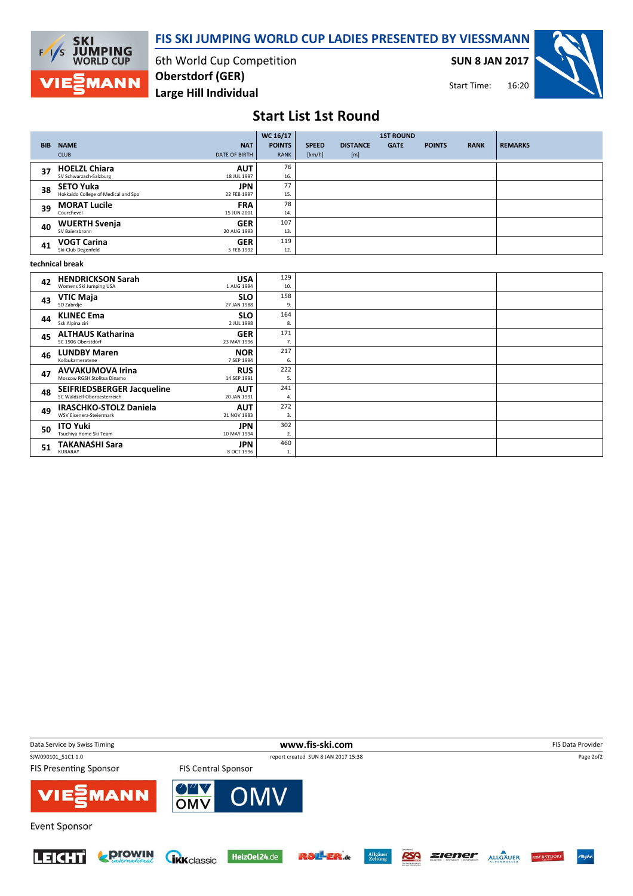# FIS SKI JUMPING WORLD CUP LADIES PRESENTED BY VIESSMANN

6th World Cup Competition
**Oberstdorf (GER)**
**Large Hill Individual**

**SUN 8 JAN 2017**
Start Time: 16:20

## Start List 1st Round

| BIB | NAME / CLUB | NAT / DATE OF BIRTH | WC 16/17 POINTS / RANK | SPEED [km/h] | DISTANCE [m] | GATE | POINTS | RANK | REMARKS |
|---|---|---|---|---|---|---|---|---|---|
| 37 | **HOELZL Chiara** SV Schwarzach-Salzburg | **AUT** 18 JUL 1997 | 76 16. | | | | | | |
| 38 | **SETO Yuka** Hokkaido College of Medical and Spo | **JPN** 22 FEB 1997 | 77 15. | | | | | | |
| 39 | **MORAT Lucile** Courchevel | **FRA** 15 JUN 2001 | 78 14. | | | | | | |
| 40 | **WUERTH Svenja** SV Baiersbronn | **GER** 20 AUG 1993 | 107 13. | | | | | | |
| 41 | **VOGT Carina** Ski-Club Degenfeld | **GER** 5 FEB 1992 | 119 12. | | | | | | |
| technical break | | | | | | | | | |
| 42 | **HENDRICKSON Sarah** Womens Ski Jumping USA | **USA** 1 AUG 1994 | 129 10. | | | | | | |
| 43 | **VTIC Maja** SD Zabrdje | **SLO** 27 JAN 1988 | 158 9. | | | | | | |
| 44 | **KLINEC Ema** Ssk Alpina ziri | **SLO** 2 JUL 1998 | 164 8. | | | | | | |
| 45 | **ALTHAUS Katharina** SC 1906 Oberstdorf | **GER** 23 MAY 1996 | 171 7. | | | | | | |
| 46 | **LUNDBY Maren** Kolbukameratene | **NOR** 7 SEP 1994 | 217 6. | | | | | | |
| 47 | **AVVAKUMOVA Irina** Moscow RGSH Stolitsa Dinamo | **RUS** 14 SEP 1991 | 222 5. | | | | | | |
| 48 | **SEIFRIEDSBERGER Jacqueline** SC Waldzell-Oberoesterreich | **AUT** 20 JAN 1991 | 241 4. | | | | | | |
| 49 | **IRASCHKO-STOLZ Daniela** WSV Eisenerz-Steiermark | **AUT** 21 NOV 1983 | 272 3. | | | | | | |
| 50 | **ITO Yuki** Tsuchiya Home Ski Team | **JPN** 10 MAY 1994 | 302 2. | | | | | | |
| 51 | **TAKANASHI Sara** KURARAY | **JPN** 8 OCT 1996 | 460 1. | | | | | | |

Data Service by Swiss Timing — www.fis-ski.com — FIS Data Provider

SJW090101_51C1 1.0 — report created SUN 8 JAN 2017 15:38

FIS Presenting Sponsor: VIESSMANN
FIS Central Sponsor: OMV
Event Sponsor